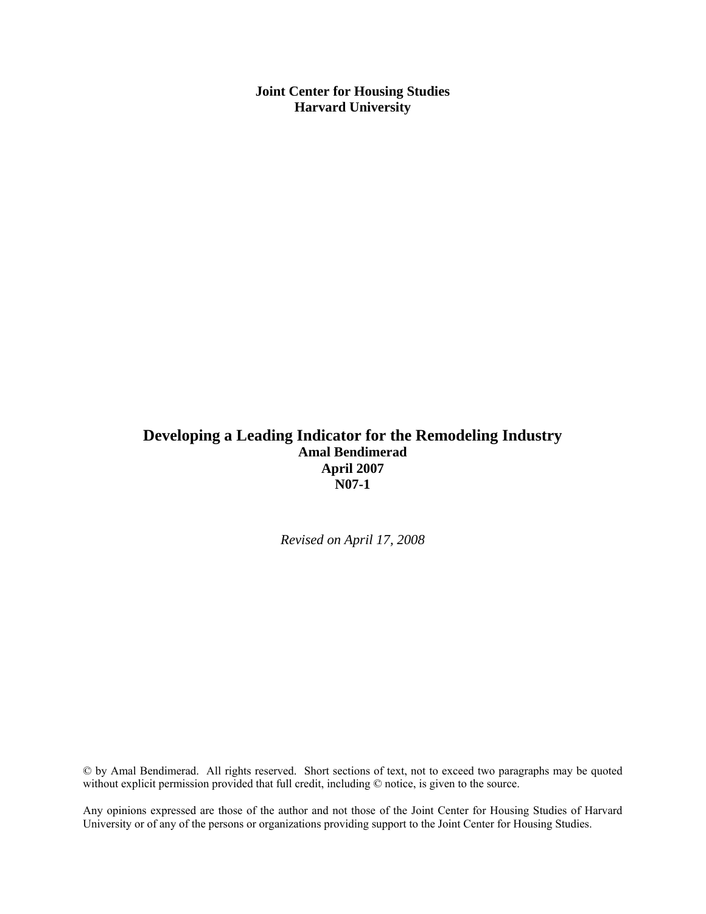**Joint Center for Housing Studies**
**Harvard University**

# Developing a Leading Indicator for the Remodeling Industry

**Amal Bendimerad**
**April 2007**
**N07-1**

*Revised on April 17, 2008*

© by Amal Bendimerad. All rights reserved. Short sections of text, not to exceed two paragraphs may be quoted without explicit permission provided that full credit, including © notice, is given to the source.

Any opinions expressed are those of the author and not those of the Joint Center for Housing Studies of Harvard University or of any of the persons or organizations providing support to the Joint Center for Housing Studies.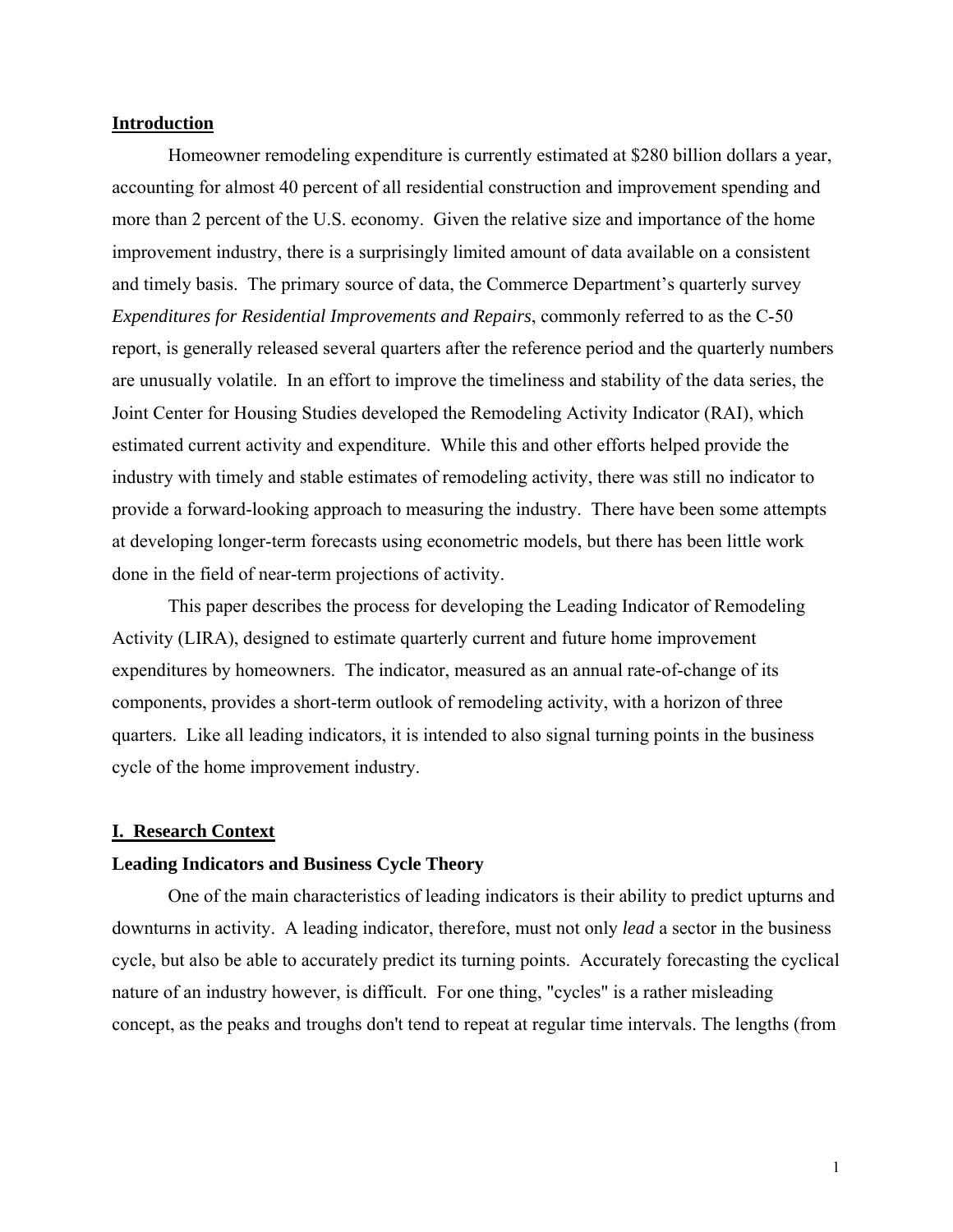## Introduction

Homeowner remodeling expenditure is currently estimated at $280 billion dollars a year, accounting for almost 40 percent of all residential construction and improvement spending and more than 2 percent of the U.S. economy. Given the relative size and importance of the home improvement industry, there is a surprisingly limited amount of data available on a consistent and timely basis. The primary source of data, the Commerce Department's quarterly survey *Expenditures for Residential Improvements and Repairs*, commonly referred to as the C-50 report, is generally released several quarters after the reference period and the quarterly numbers are unusually volatile. In an effort to improve the timeliness and stability of the data series, the Joint Center for Housing Studies developed the Remodeling Activity Indicator (RAI), which estimated current activity and expenditure. While this and other efforts helped provide the industry with timely and stable estimates of remodeling activity, there was still no indicator to provide a forward-looking approach to measuring the industry. There have been some attempts at developing longer-term forecasts using econometric models, but there has been little work done in the field of near-term projections of activity.

This paper describes the process for developing the Leading Indicator of Remodeling Activity (LIRA), designed to estimate quarterly current and future home improvement expenditures by homeowners. The indicator, measured as an annual rate-of-change of its components, provides a short-term outlook of remodeling activity, with a horizon of three quarters. Like all leading indicators, it is intended to also signal turning points in the business cycle of the home improvement industry.

## I. Research Context

### Leading Indicators and Business Cycle Theory

One of the main characteristics of leading indicators is their ability to predict upturns and downturns in activity. A leading indicator, therefore, must not only *lead* a sector in the business cycle, but also be able to accurately predict its turning points. Accurately forecasting the cyclical nature of an industry however, is difficult. For one thing, "cycles" is a rather misleading concept, as the peaks and troughs don't tend to repeat at regular time intervals. The lengths (from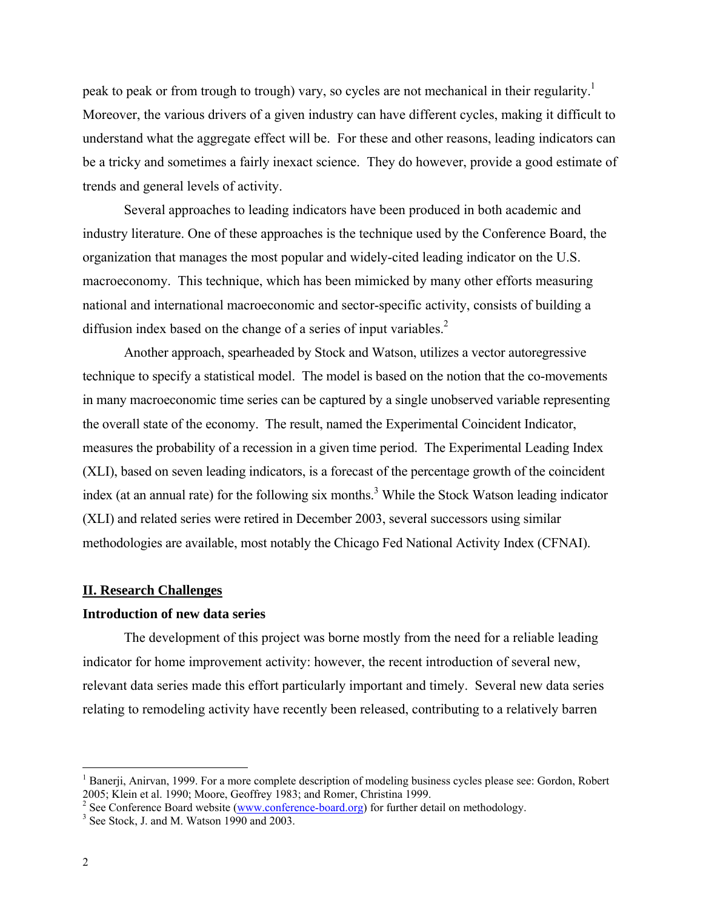peak to peak or from trough to trough) vary, so cycles are not mechanical in their regularity.[1] Moreover, the various drivers of a given industry can have different cycles, making it difficult to understand what the aggregate effect will be. For these and other reasons, leading indicators can be a tricky and sometimes a fairly inexact science. They do however, provide a good estimate of trends and general levels of activity.

Several approaches to leading indicators have been produced in both academic and industry literature. One of these approaches is the technique used by the Conference Board, the organization that manages the most popular and widely-cited leading indicator on the U.S. macroeconomy. This technique, which has been mimicked by many other efforts measuring national and international macroeconomic and sector-specific activity, consists of building a diffusion index based on the change of a series of input variables.[2]

Another approach, spearheaded by Stock and Watson, utilizes a vector autoregressive technique to specify a statistical model. The model is based on the notion that the co-movements in many macroeconomic time series can be captured by a single unobserved variable representing the overall state of the economy. The result, named the Experimental Coincident Indicator, measures the probability of a recession in a given time period. The Experimental Leading Index (XLI), based on seven leading indicators, is a forecast of the percentage growth of the coincident index (at an annual rate) for the following six months.[3] While the Stock Watson leading indicator (XLI) and related series were retired in December 2003, several successors using similar methodologies are available, most notably the Chicago Fed National Activity Index (CFNAI).

## II. Research Challenges

### Introduction of new data series

The development of this project was borne mostly from the need for a reliable leading indicator for home improvement activity: however, the recent introduction of several new, relevant data series made this effort particularly important and timely. Several new data series relating to remodeling activity have recently been released, contributing to a relatively barren

---

[1] Banerji, Anirvan, 1999. For a more complete description of modeling business cycles please see: Gordon, Robert 2005; Klein et al. 1990; Moore, Geoffrey 1983; and Romer, Christina 1999.

[2] See Conference Board website (www.conference-board.org) for further detail on methodology.

[3] See Stock, J. and M. Watson 1990 and 2003.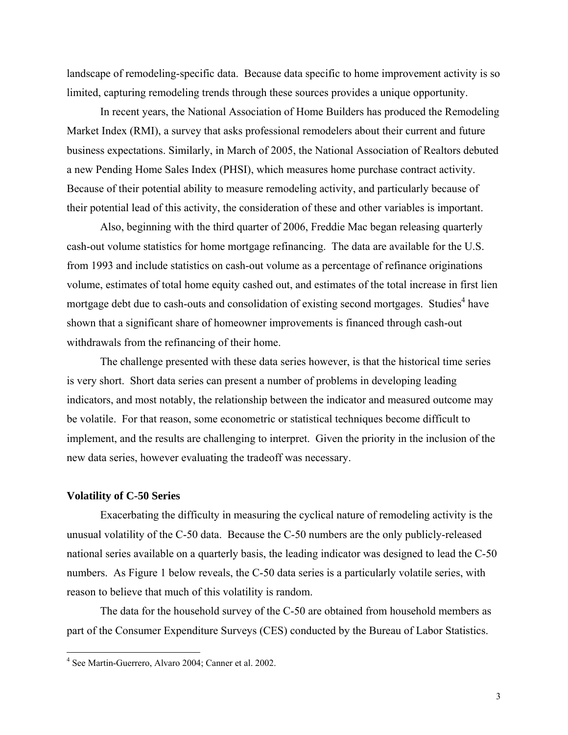landscape of remodeling-specific data. Because data specific to home improvement activity is so limited, capturing remodeling trends through these sources provides a unique opportunity.

In recent years, the National Association of Home Builders has produced the Remodeling Market Index (RMI), a survey that asks professional remodelers about their current and future business expectations. Similarly, in March of 2005, the National Association of Realtors debuted a new Pending Home Sales Index (PHSI), which measures home purchase contract activity. Because of their potential ability to measure remodeling activity, and particularly because of their potential lead of this activity, the consideration of these and other variables is important.

Also, beginning with the third quarter of 2006, Freddie Mac began releasing quarterly cash-out volume statistics for home mortgage refinancing. The data are available for the U.S. from 1993 and include statistics on cash-out volume as a percentage of refinance originations volume, estimates of total home equity cashed out, and estimates of the total increase in first lien mortgage debt due to cash-outs and consolidation of existing second mortgages. Studies[4] have shown that a significant share of homeowner improvements is financed through cash-out withdrawals from the refinancing of their home.

The challenge presented with these data series however, is that the historical time series is very short. Short data series can present a number of problems in developing leading indicators, and most notably, the relationship between the indicator and measured outcome may be volatile. For that reason, some econometric or statistical techniques become difficult to implement, and the results are challenging to interpret. Given the priority in the inclusion of the new data series, however evaluating the tradeoff was necessary.

**Volatility of C-50 Series**

Exacerbating the difficulty in measuring the cyclical nature of remodeling activity is the unusual volatility of the C-50 data. Because the C-50 numbers are the only publicly-released national series available on a quarterly basis, the leading indicator was designed to lead the C-50 numbers. As Figure 1 below reveals, the C-50 data series is a particularly volatile series, with reason to believe that much of this volatility is random.

The data for the household survey of the C-50 are obtained from household members as part of the Consumer Expenditure Surveys (CES) conducted by the Bureau of Labor Statistics.

[4] See Martin-Guerrero, Alvaro 2004; Canner et al. 2002.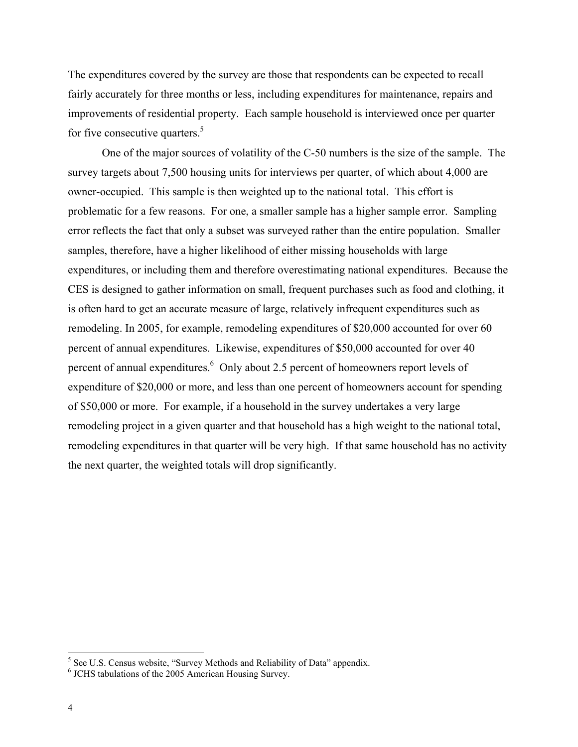The expenditures covered by the survey are those that respondents can be expected to recall fairly accurately for three months or less, including expenditures for maintenance, repairs and improvements of residential property. Each sample household is interviewed once per quarter for five consecutive quarters.[5]

One of the major sources of volatility of the C-50 numbers is the size of the sample. The survey targets about 7,500 housing units for interviews per quarter, of which about 4,000 are owner-occupied. This sample is then weighted up to the national total. This effort is problematic for a few reasons. For one, a smaller sample has a higher sample error. Sampling error reflects the fact that only a subset was surveyed rather than the entire population. Smaller samples, therefore, have a higher likelihood of either missing households with large expenditures, or including them and therefore overestimating national expenditures. Because the CES is designed to gather information on small, frequent purchases such as food and clothing, it is often hard to get an accurate measure of large, relatively infrequent expenditures such as remodeling. In 2005, for example, remodeling expenditures of $20,000 accounted for over 60 percent of annual expenditures. Likewise, expenditures of $50,000 accounted for over 40 percent of annual expenditures.[6] Only about 2.5 percent of homeowners report levels of expenditure of $20,000 or more, and less than one percent of homeowners account for spending of $50,000 or more. For example, if a household in the survey undertakes a very large remodeling project in a given quarter and that household has a high weight to the national total, remodeling expenditures in that quarter will be very high. If that same household has no activity the next quarter, the weighted totals will drop significantly.

[5] See U.S. Census website, "Survey Methods and Reliability of Data" appendix.
[6] JCHS tabulations of the 2005 American Housing Survey.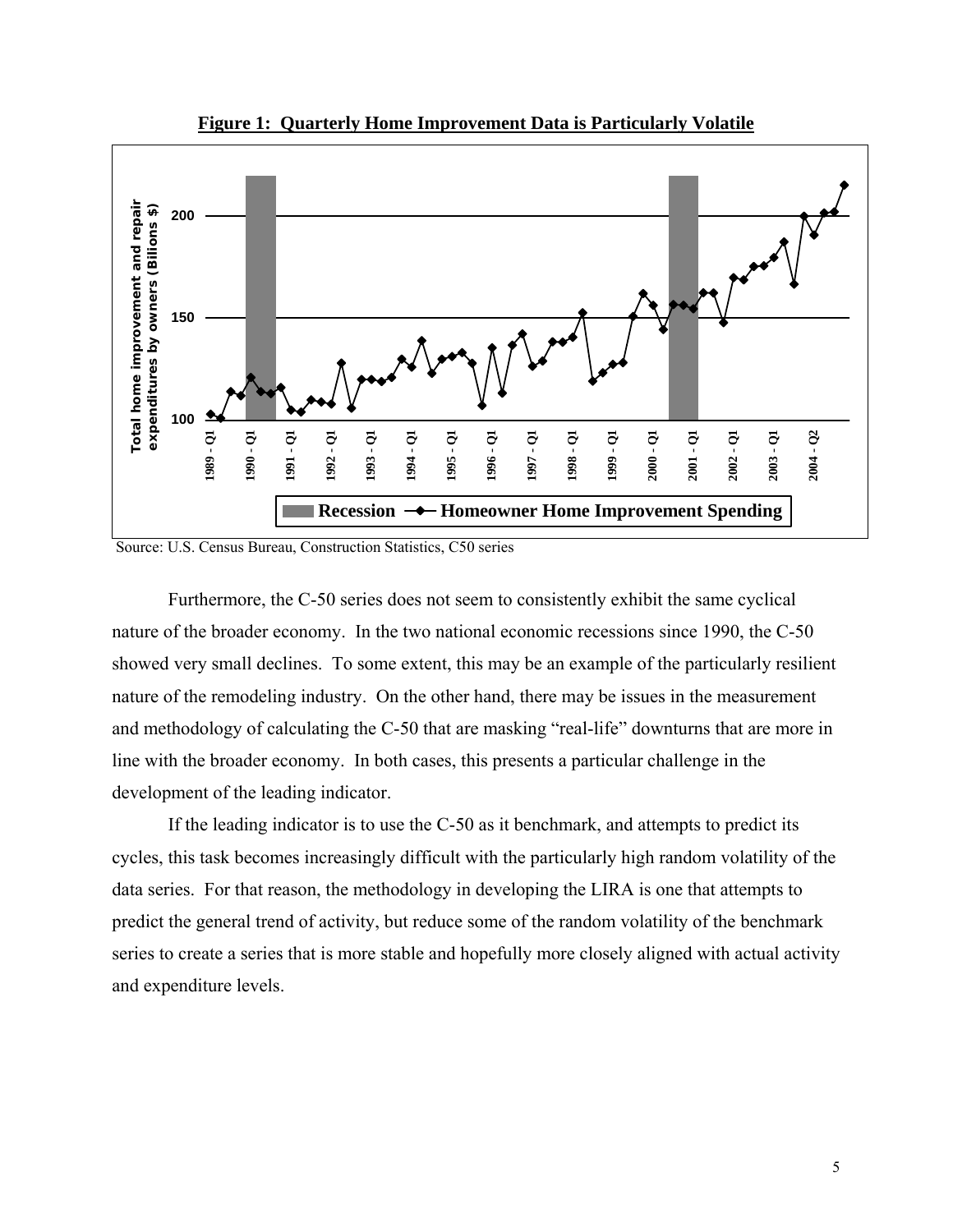**Figure 1: Quarterly Home Improvement Data is Particularly Volatile**

Source: U.S. Census Bureau, Construction Statistics, C50 series

Furthermore, the C-50 series does not seem to consistently exhibit the same cyclical nature of the broader economy. In the two national economic recessions since 1990, the C-50 showed very small declines. To some extent, this may be an example of the particularly resilient nature of the remodeling industry. On the other hand, there may be issues in the measurement and methodology of calculating the C-50 that are masking "real-life" downturns that are more in line with the broader economy. In both cases, this presents a particular challenge in the development of the leading indicator.

If the leading indicator is to use the C-50 as it benchmark, and attempts to predict its cycles, this task becomes increasingly difficult with the particularly high random volatility of the data series. For that reason, the methodology in developing the LIRA is one that attempts to predict the general trend of activity, but reduce some of the random volatility of the benchmark series to create a series that is more stable and hopefully more closely aligned with actual activity and expenditure levels.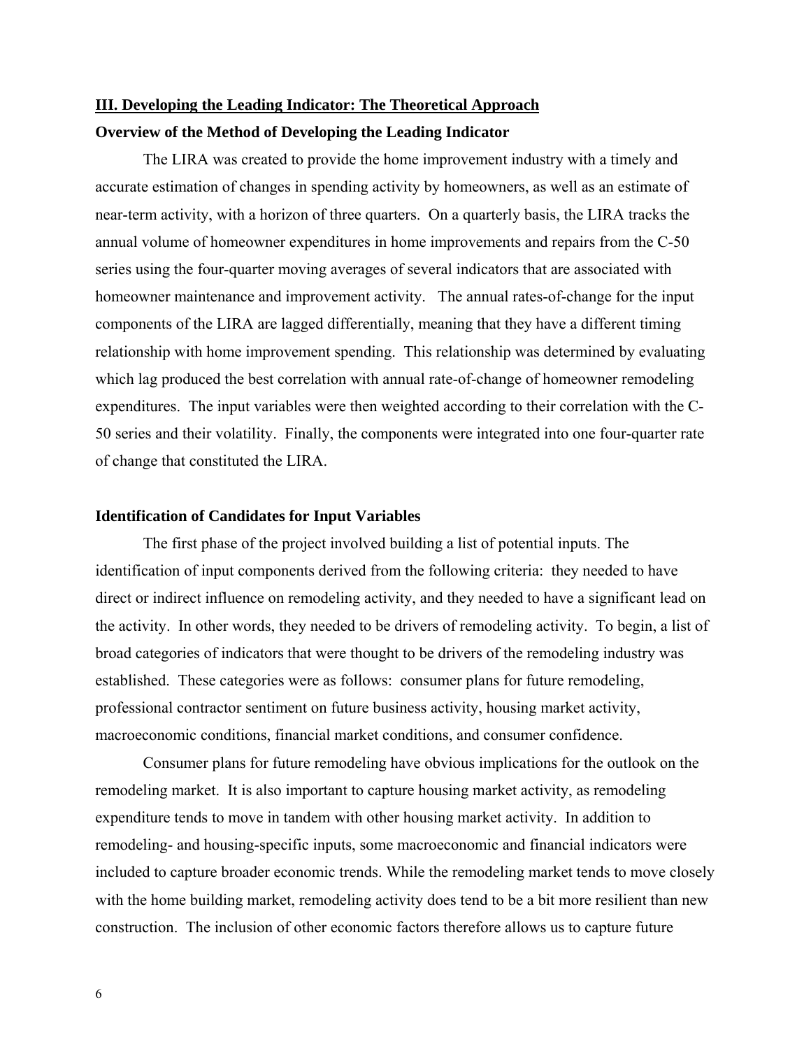## III. Developing the Leading Indicator: The Theoretical Approach

### Overview of the Method of Developing the Leading Indicator

The LIRA was created to provide the home improvement industry with a timely and accurate estimation of changes in spending activity by homeowners, as well as an estimate of near-term activity, with a horizon of three quarters. On a quarterly basis, the LIRA tracks the annual volume of homeowner expenditures in home improvements and repairs from the C-50 series using the four-quarter moving averages of several indicators that are associated with homeowner maintenance and improvement activity. The annual rates-of-change for the input components of the LIRA are lagged differentially, meaning that they have a different timing relationship with home improvement spending. This relationship was determined by evaluating which lag produced the best correlation with annual rate-of-change of homeowner remodeling expenditures. The input variables were then weighted according to their correlation with the C-50 series and their volatility. Finally, the components were integrated into one four-quarter rate of change that constituted the LIRA.

### Identification of Candidates for Input Variables

The first phase of the project involved building a list of potential inputs. The identification of input components derived from the following criteria: they needed to have direct or indirect influence on remodeling activity, and they needed to have a significant lead on the activity. In other words, they needed to be drivers of remodeling activity. To begin, a list of broad categories of indicators that were thought to be drivers of the remodeling industry was established. These categories were as follows: consumer plans for future remodeling, professional contractor sentiment on future business activity, housing market activity, macroeconomic conditions, financial market conditions, and consumer confidence.

Consumer plans for future remodeling have obvious implications for the outlook on the remodeling market. It is also important to capture housing market activity, as remodeling expenditure tends to move in tandem with other housing market activity. In addition to remodeling- and housing-specific inputs, some macroeconomic and financial indicators were included to capture broader economic trends. While the remodeling market tends to move closely with the home building market, remodeling activity does tend to be a bit more resilient than new construction. The inclusion of other economic factors therefore allows us to capture future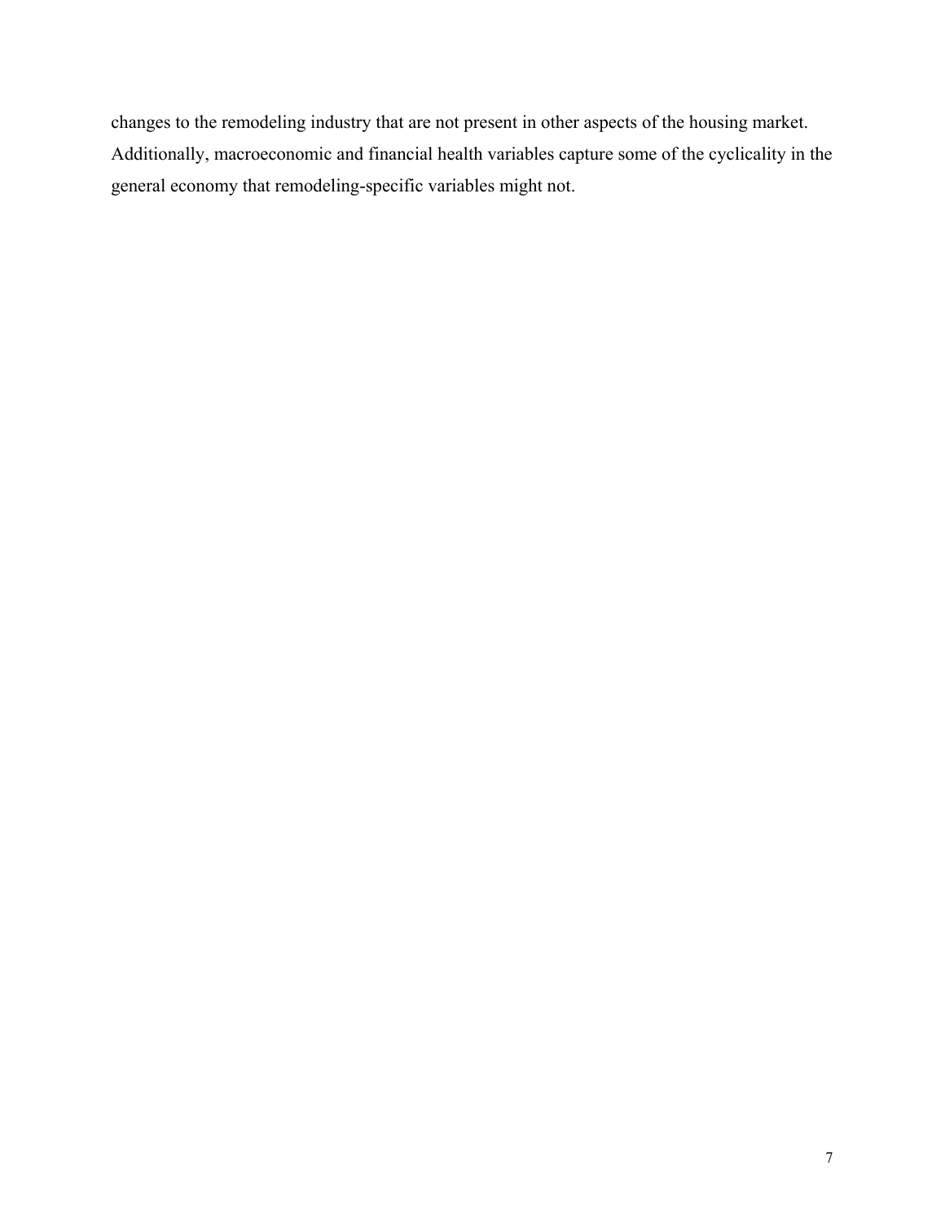changes to the remodeling industry that are not present in other aspects of the housing market. Additionally, macroeconomic and financial health variables capture some of the cyclicality in the general economy that remodeling-specific variables might not.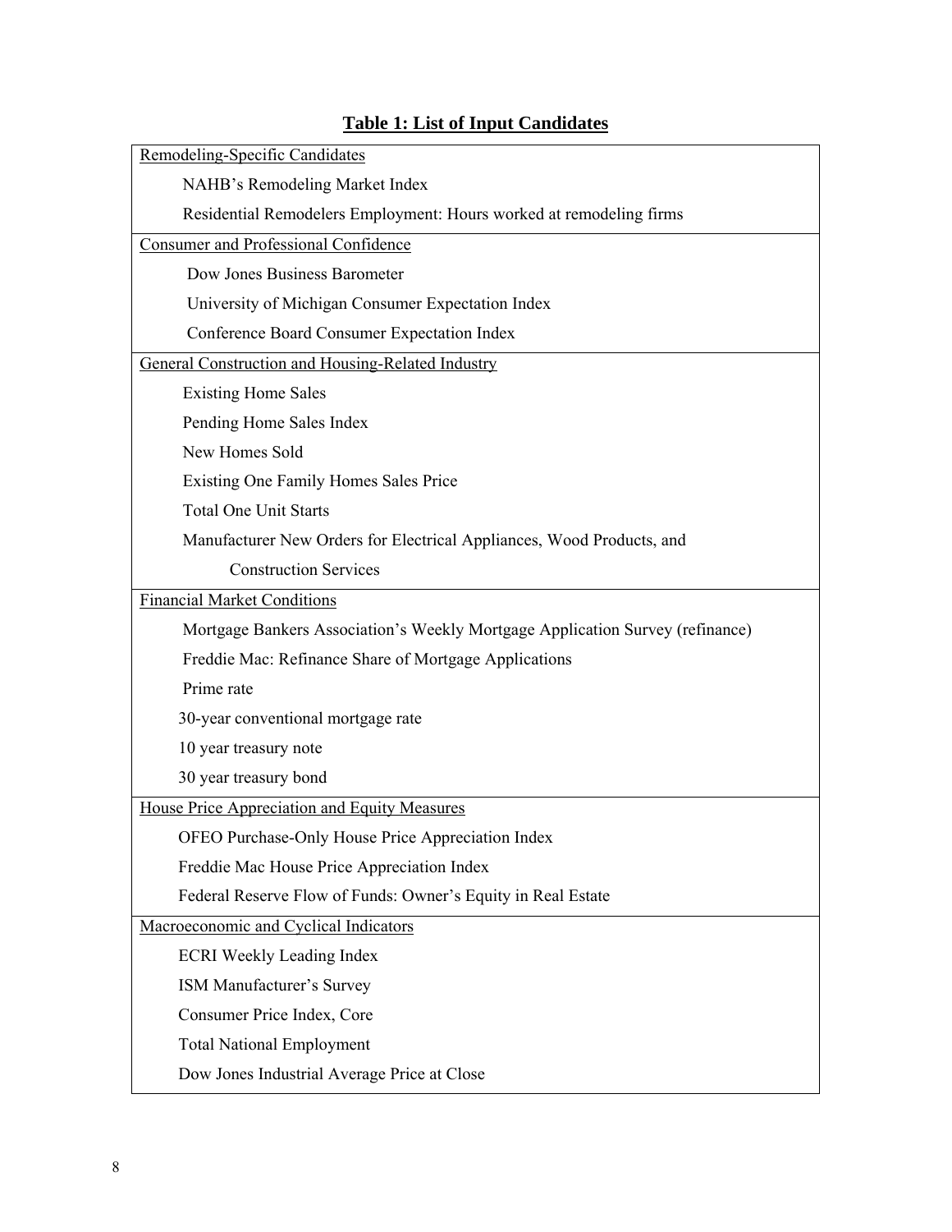**Table 1: List of Input Candidates**

| Input Candidates |
|---|
| Remodeling-Specific Candidates |
| NAHB's Remodeling Market Index |
| Residential Remodelers Employment: Hours worked at remodeling firms |
| Consumer and Professional Confidence |
| Dow Jones Business Barometer |
| University of Michigan Consumer Expectation Index |
| Conference Board Consumer Expectation Index |
| General Construction and Housing-Related Industry |
| Existing Home Sales |
| Pending Home Sales Index |
| New Homes Sold |
| Existing One Family Homes Sales Price |
| Total One Unit Starts |
| Manufacturer New Orders for Electrical Appliances, Wood Products, and Construction Services |
| Financial Market Conditions |
| Mortgage Bankers Association's Weekly Mortgage Application Survey (refinance) |
| Freddie Mac: Refinance Share of Mortgage Applications |
| Prime rate |
| 30-year conventional mortgage rate |
| 10 year treasury note |
| 30 year treasury bond |
| House Price Appreciation and Equity Measures |
| OFEO Purchase-Only House Price Appreciation Index |
| Freddie Mac House Price Appreciation Index |
| Federal Reserve Flow of Funds: Owner's Equity in Real Estate |
| Macroeconomic and Cyclical Indicators |
| ECRI Weekly Leading Index |
| ISM Manufacturer's Survey |
| Consumer Price Index, Core |
| Total National Employment |
| Dow Jones Industrial Average Price at Close |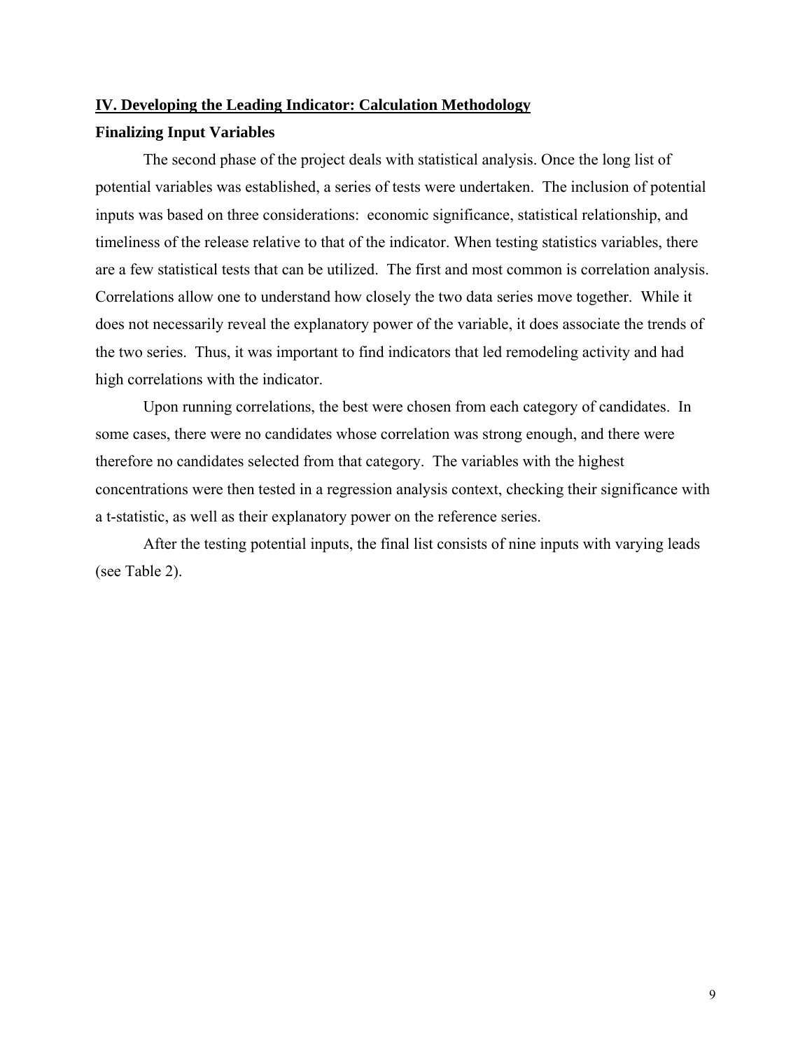## IV. Developing the Leading Indicator: Calculation Methodology

### Finalizing Input Variables

The second phase of the project deals with statistical analysis. Once the long list of potential variables was established, a series of tests were undertaken. The inclusion of potential inputs was based on three considerations: economic significance, statistical relationship, and timeliness of the release relative to that of the indicator. When testing statistics variables, there are a few statistical tests that can be utilized. The first and most common is correlation analysis. Correlations allow one to understand how closely the two data series move together. While it does not necessarily reveal the explanatory power of the variable, it does associate the trends of the two series. Thus, it was important to find indicators that led remodeling activity and had high correlations with the indicator.

Upon running correlations, the best were chosen from each category of candidates. In some cases, there were no candidates whose correlation was strong enough, and there were therefore no candidates selected from that category. The variables with the highest concentrations were then tested in a regression analysis context, checking their significance with a t-statistic, as well as their explanatory power on the reference series.

After the testing potential inputs, the final list consists of nine inputs with varying leads (see Table 2).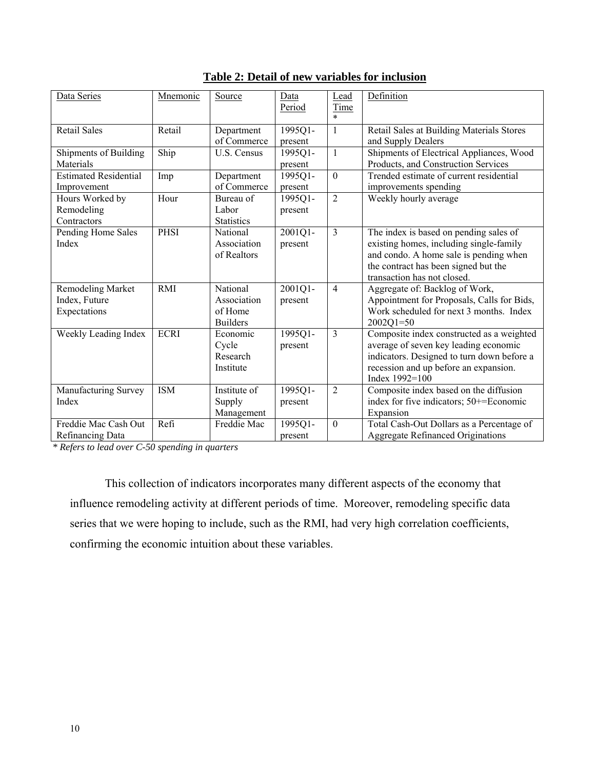**Table 2: Detail of new variables for inclusion**

| Data Series | Mnemonic | Source | Data Period | Lead Time * | Definition |
|---|---|---|---|---|---|
| Retail Sales | Retail | Department of Commerce | 1995Q1-present | 1 | Retail Sales at Building Materials Stores and Supply Dealers |
| Shipments of Building Materials | Ship | U.S. Census | 1995Q1-present | 1 | Shipments of Electrical Appliances, Wood Products, and Construction Services |
| Estimated Residential Improvement | Imp | Department of Commerce | 1995Q1-present | 0 | Trended estimate of current residential improvements spending |
| Hours Worked by Remodeling Contractors | Hour | Bureau of Labor Statistics | 1995Q1-present | 2 | Weekly hourly average |
| Pending Home Sales Index | PHSI | National Association of Realtors | 2001Q1-present | 3 | The index is based on pending sales of existing homes, including single-family and condo. A home sale is pending when the contract has been signed but the transaction has not closed. |
| Remodeling Market Index, Future Expectations | RMI | National Association of Home Builders | 2001Q1-present | 4 | Aggregate of: Backlog of Work, Appointment for Proposals, Calls for Bids, Work scheduled for next 3 months. Index 2002Q1=50 |
| Weekly Leading Index | ECRI | Economic Cycle Research Institute | 1995Q1-present | 3 | Composite index constructed as a weighted average of seven key leading economic indicators. Designed to turn down before a recession and up before an expansion. Index 1992=100 |
| Manufacturing Survey Index | ISM | Institute of Supply Management | 1995Q1-present | 2 | Composite index based on the diffusion index for five indicators; 50+=Economic Expansion |
| Freddie Mac Cash Out Refinancing Data | Refi | Freddie Mac | 1995Q1-present | 0 | Total Cash-Out Dollars as a Percentage of Aggregate Refinanced Originations |

*\* Refers to lead over C-50 spending in quarters*

This collection of indicators incorporates many different aspects of the economy that influence remodeling activity at different periods of time. Moreover, remodeling specific data series that we were hoping to include, such as the RMI, had very high correlation coefficients, confirming the economic intuition about these variables.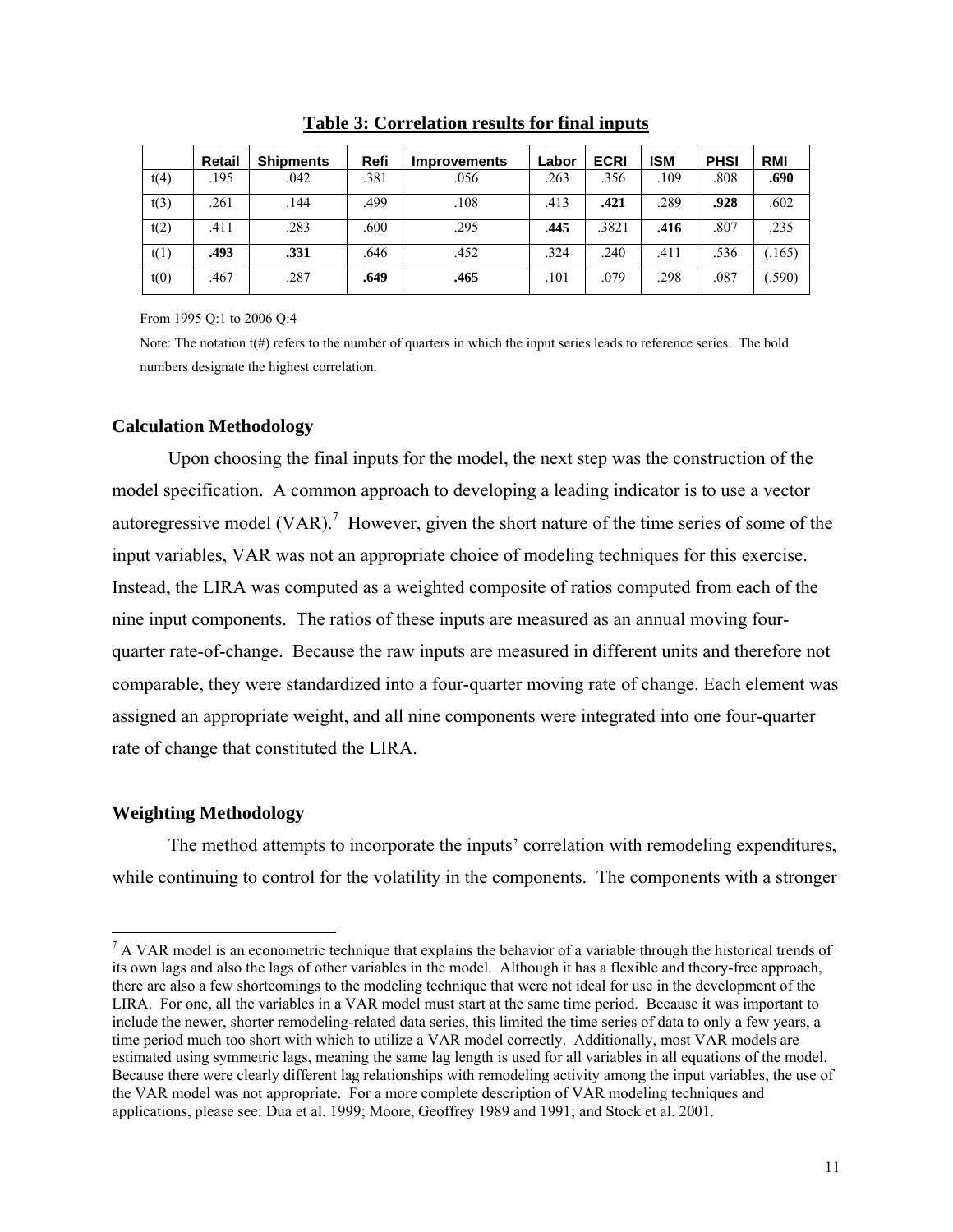**Table 3: Correlation results for final inputs**

| | Retail | Shipments | Refi | Improvements | Labor | ECRI | ISM | PHSI | RMI |
|---|---|---|---|---|---|---|---|---|---|
| t(4) | .195 | .042 | .381 | .056 | .263 | .356 | .109 | .808 | **.690** |
| t(3) | .261 | .144 | .499 | .108 | .413 | **.421** | .289 | **.928** | .602 |
| t(2) | .411 | .283 | .600 | .295 | **.445** | .3821 | **.416** | .807 | .235 |
| t(1) | **.493** | **.331** | .646 | .452 | .324 | .240 | .411 | .536 | (.165) |
| t(0) | .467 | .287 | **.649** | **.465** | .101 | .079 | .298 | .087 | (.590) |

From 1995 Q:1 to 2006 Q:4

Note: The notation t(#) refers to the number of quarters in which the input series leads to reference series. The bold numbers designate the highest correlation.

### Calculation Methodology

Upon choosing the final inputs for the model, the next step was the construction of the model specification. A common approach to developing a leading indicator is to use a vector autoregressive model (VAR).[7] However, given the short nature of the time series of some of the input variables, VAR was not an appropriate choice of modeling techniques for this exercise. Instead, the LIRA was computed as a weighted composite of ratios computed from each of the nine input components. The ratios of these inputs are measured as an annual moving four-quarter rate-of-change. Because the raw inputs are measured in different units and therefore not comparable, they were standardized into a four-quarter moving rate of change. Each element was assigned an appropriate weight, and all nine components were integrated into one four-quarter rate of change that constituted the LIRA.

### Weighting Methodology

The method attempts to incorporate the inputs' correlation with remodeling expenditures, while continuing to control for the volatility in the components. The components with a stronger

[7] A VAR model is an econometric technique that explains the behavior of a variable through the historical trends of its own lags and also the lags of other variables in the model. Although it has a flexible and theory-free approach, there are also a few shortcomings to the modeling technique that were not ideal for use in the development of the LIRA. For one, all the variables in a VAR model must start at the same time period. Because it was important to include the newer, shorter remodeling-related data series, this limited the time series of data to only a few years, a time period much too short with which to utilize a VAR model correctly. Additionally, most VAR models are estimated using symmetric lags, meaning the same lag length is used for all variables in all equations of the model. Because there were clearly different lag relationships with remodeling activity among the input variables, the use of the VAR model was not appropriate. For a more complete description of VAR modeling techniques and applications, please see: Dua et al. 1999; Moore, Geoffrey 1989 and 1991; and Stock et al. 2001.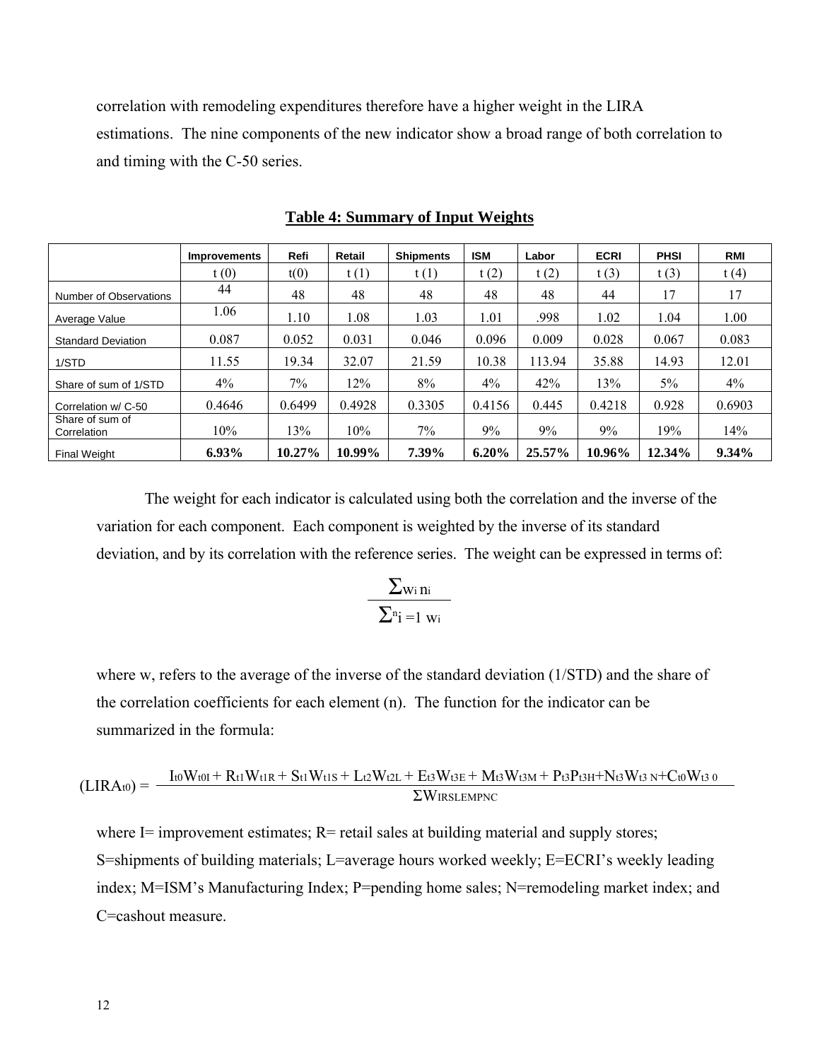correlation with remodeling expenditures therefore have a higher weight in the LIRA estimations. The nine components of the new indicator show a broad range of both correlation to and timing with the C-50 series.

**Table 4: Summary of Input Weights**

| | Improvements | Refi | Retail | Shipments | ISM | Labor | ECRI | PHSI | RMI |
|---|---|---|---|---|---|---|---|---|---|
| | t (0) | t(0) | t (1) | t (1) | t (2) | t (2) | t (3) | t (3) | t (4) |
| Number of Observations | 44 | 48 | 48 | 48 | 48 | 48 | 44 | 17 | 17 |
| Average Value | 1.06 | 1.10 | 1.08 | 1.03 | 1.01 | .998 | 1.02 | 1.04 | 1.00 |
| Standard Deviation | 0.087 | 0.052 | 0.031 | 0.046 | 0.096 | 0.009 | 0.028 | 0.067 | 0.083 |
| 1/STD | 11.55 | 19.34 | 32.07 | 21.59 | 10.38 | 113.94 | 35.88 | 14.93 | 12.01 |
| Share of sum of 1/STD | 4% | 7% | 12% | 8% | 4% | 42% | 13% | 5% | 4% |
| Correlation w/ C-50 | 0.4646 | 0.6499 | 0.4928 | 0.3305 | 0.4156 | 0.445 | 0.4218 | 0.928 | 0.6903 |
| Share of sum of Correlation | 10% | 13% | 10% | 7% | 9% | 9% | 9% | 19% | 14% |
| Final Weight | **6.93%** | **10.27%** | **10.99%** | **7.39%** | **6.20%** | **25.57%** | **10.96%** | **12.34%** | **9.34%** |

The weight for each indicator is calculated using both the correlation and the inverse of the variation for each component. Each component is weighted by the inverse of its standard deviation, and by its correlation with the reference series. The weight can be expressed in terms of:

$$\frac{\sum w_i n_i}{\sum_{i=1}^{n} w_i}$$

where w, refers to the average of the inverse of the standard deviation (1/STD) and the share of the correlation coefficients for each element (n). The function for the indicator can be summarized in the formula:

$$(LIRA_{t0}) = \frac{I_{t0}W_{t0I} + R_{t1}W_{t1R} + S_{t1}W_{t1S} + L_{t2}W_{t2L} + E_{t3}W_{t3E} + M_{t3}W_{t3M} + P_{t3}P_{t3H} + N_{t3}W_{t3\,N} + C_{t0}W_{t3\,0}}{\Sigma W_{IRSLEMPNC}}$$

where I= improvement estimates; R= retail sales at building material and supply stores; S=shipments of building materials; L=average hours worked weekly; E=ECRI's weekly leading index; M=ISM's Manufacturing Index; P=pending home sales; N=remodeling market index; and C=cashout measure.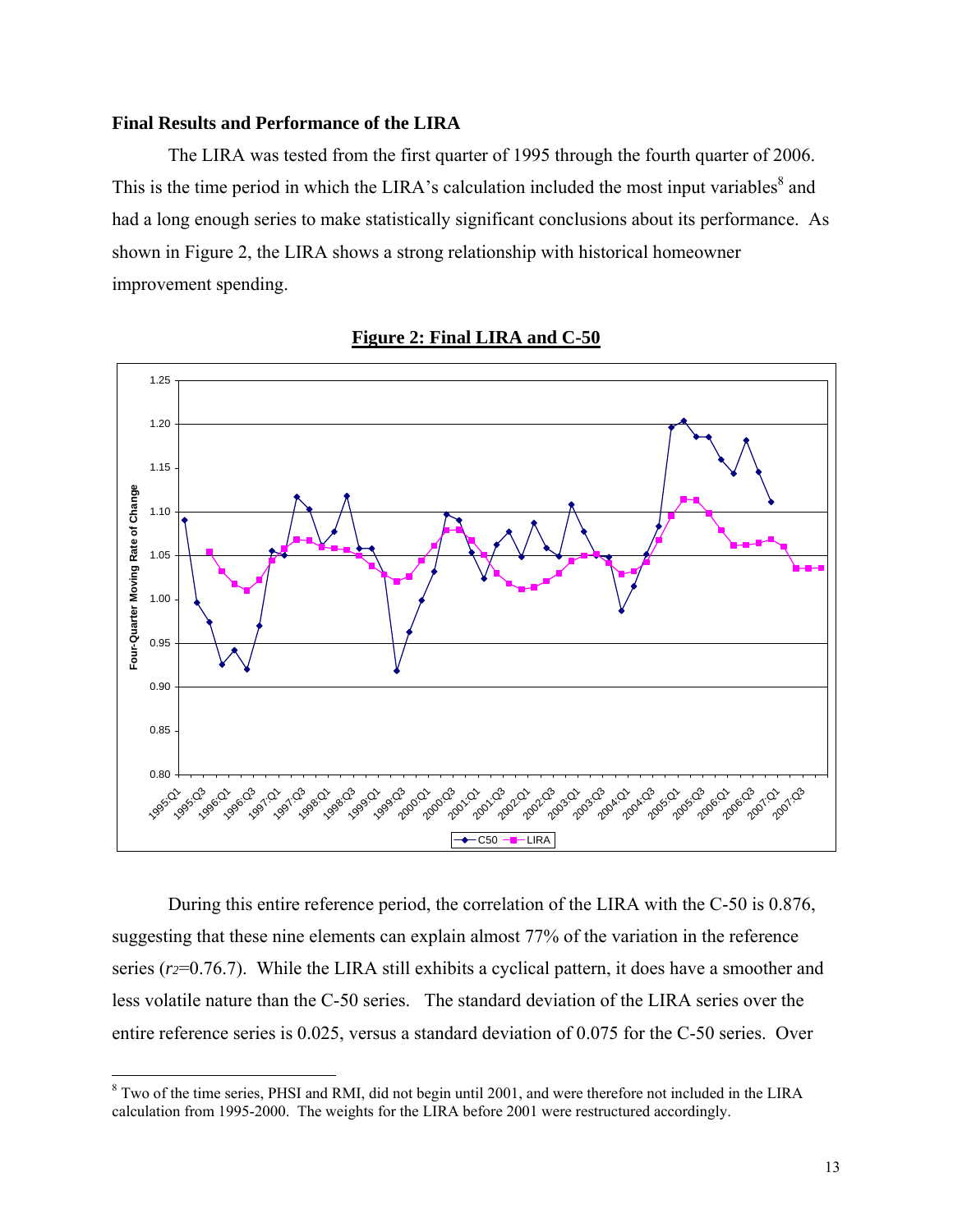### Final Results and Performance of the LIRA

The LIRA was tested from the first quarter of 1995 through the fourth quarter of 2006. This is the time period in which the LIRA's calculation included the most input variables[8] and had a long enough series to make statistically significant conclusions about its performance. As shown in Figure 2, the LIRA shows a strong relationship with historical homeowner improvement spending.

**Figure 2: Final LIRA and C-50**

During this entire reference period, the correlation of the LIRA with the C-50 is 0.876, suggesting that these nine elements can explain almost 77% of the variation in the reference series ($r_2$=0.76.7). While the LIRA still exhibits a cyclical pattern, it does have a smoother and less volatile nature than the C-50 series. The standard deviation of the LIRA series over the entire reference series is 0.025, versus a standard deviation of 0.075 for the C-50 series. Over

[8] Two of the time series, PHSI and RMI, did not begin until 2001, and were therefore not included in the LIRA calculation from 1995-2000. The weights for the LIRA before 2001 were restructured accordingly.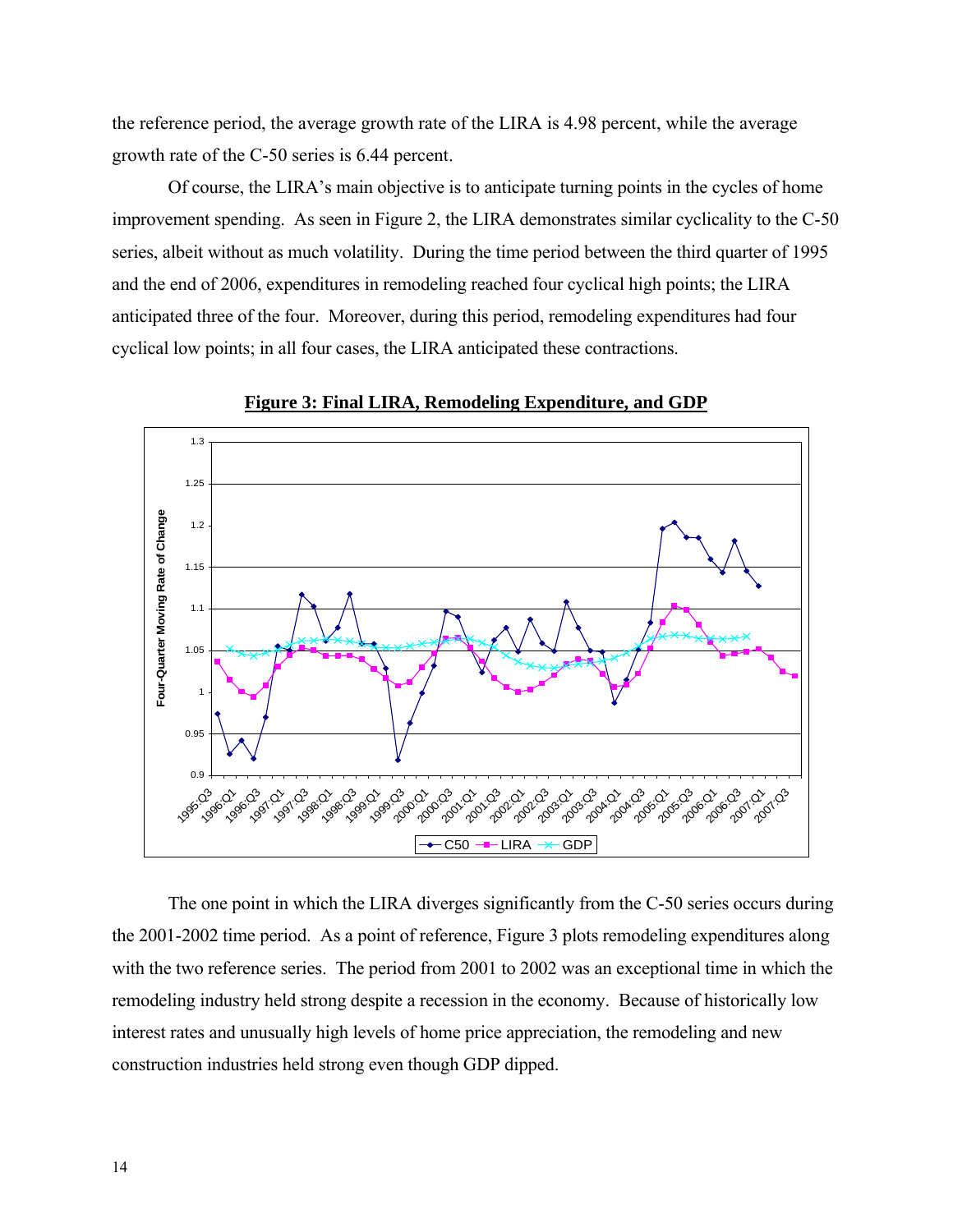the reference period, the average growth rate of the LIRA is 4.98 percent, while the average growth rate of the C-50 series is 6.44 percent.

Of course, the LIRA's main objective is to anticipate turning points in the cycles of home improvement spending. As seen in Figure 2, the LIRA demonstrates similar cyclicality to the C-50 series, albeit without as much volatility. During the time period between the third quarter of 1995 and the end of 2006, expenditures in remodeling reached four cyclical high points; the LIRA anticipated three of the four. Moreover, during this period, remodeling expenditures had four cyclical low points; in all four cases, the LIRA anticipated these contractions.

**Figure 3: Final LIRA, Remodeling Expenditure, and GDP**

The one point in which the LIRA diverges significantly from the C-50 series occurs during the 2001-2002 time period. As a point of reference, Figure 3 plots remodeling expenditures along with the two reference series. The period from 2001 to 2002 was an exceptional time in which the remodeling industry held strong despite a recession in the economy. Because of historically low interest rates and unusually high levels of home price appreciation, the remodeling and new construction industries held strong even though GDP dipped.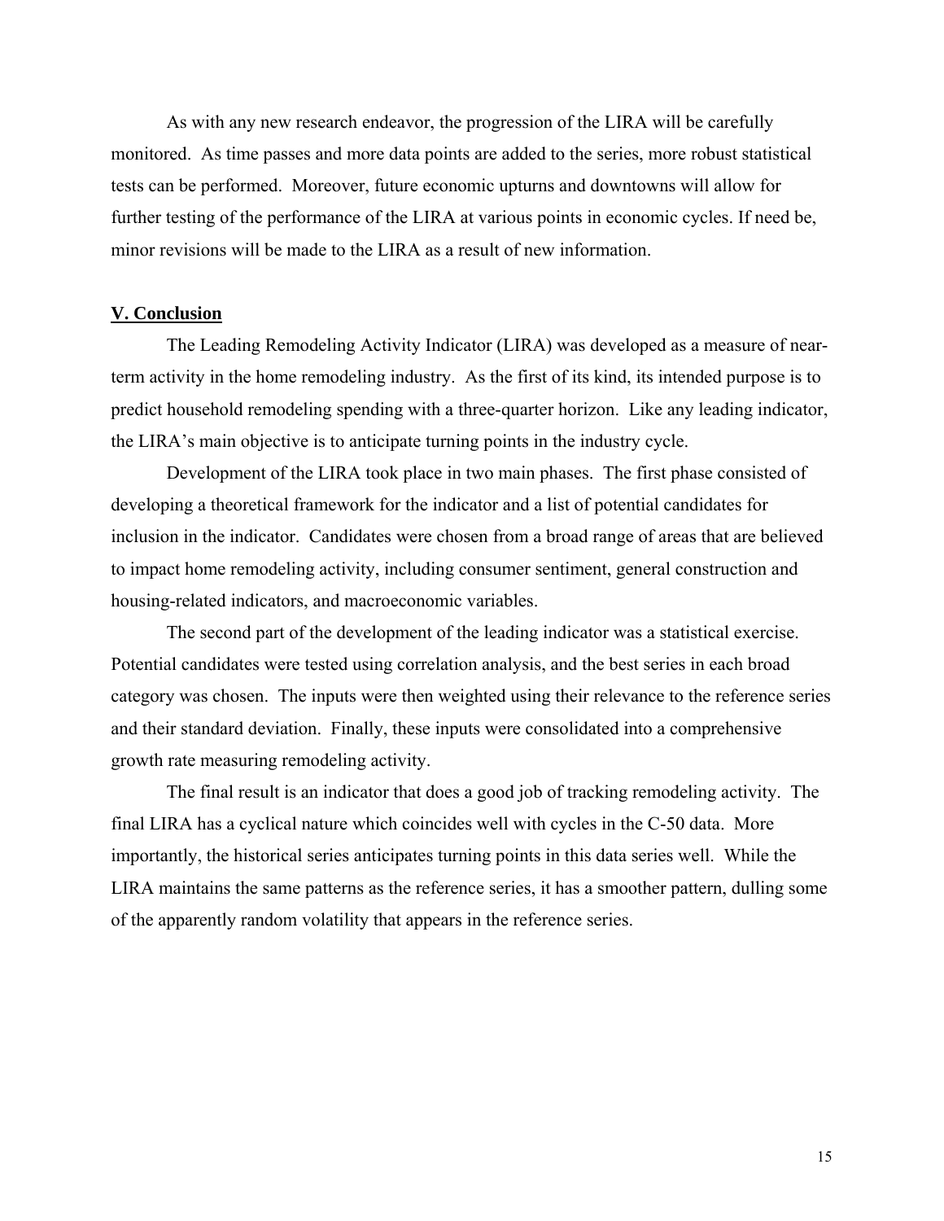As with any new research endeavor, the progression of the LIRA will be carefully monitored. As time passes and more data points are added to the series, more robust statistical tests can be performed. Moreover, future economic upturns and downtowns will allow for further testing of the performance of the LIRA at various points in economic cycles. If need be, minor revisions will be made to the LIRA as a result of new information.

## V. Conclusion

The Leading Remodeling Activity Indicator (LIRA) was developed as a measure of near-term activity in the home remodeling industry. As the first of its kind, its intended purpose is to predict household remodeling spending with a three-quarter horizon. Like any leading indicator, the LIRA's main objective is to anticipate turning points in the industry cycle.

Development of the LIRA took place in two main phases. The first phase consisted of developing a theoretical framework for the indicator and a list of potential candidates for inclusion in the indicator. Candidates were chosen from a broad range of areas that are believed to impact home remodeling activity, including consumer sentiment, general construction and housing-related indicators, and macroeconomic variables.

The second part of the development of the leading indicator was a statistical exercise. Potential candidates were tested using correlation analysis, and the best series in each broad category was chosen. The inputs were then weighted using their relevance to the reference series and their standard deviation. Finally, these inputs were consolidated into a comprehensive growth rate measuring remodeling activity.

The final result is an indicator that does a good job of tracking remodeling activity. The final LIRA has a cyclical nature which coincides well with cycles in the C-50 data. More importantly, the historical series anticipates turning points in this data series well. While the LIRA maintains the same patterns as the reference series, it has a smoother pattern, dulling some of the apparently random volatility that appears in the reference series.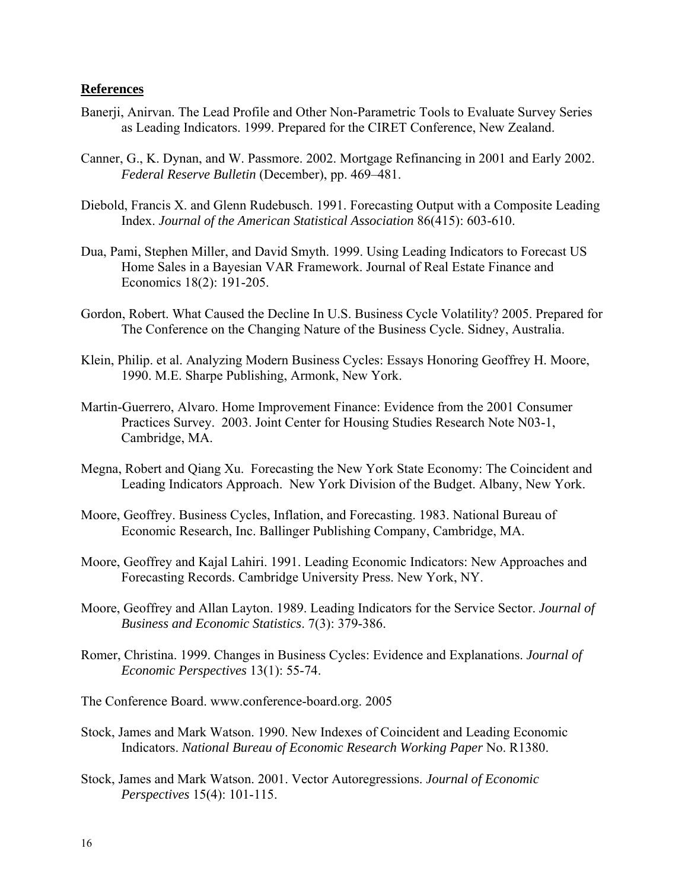## **References**

Banerji, Anirvan. The Lead Profile and Other Non-Parametric Tools to Evaluate Survey Series as Leading Indicators. 1999. Prepared for the CIRET Conference, New Zealand.

Canner, G., K. Dynan, and W. Passmore. 2002. Mortgage Refinancing in 2001 and Early 2002. *Federal Reserve Bulletin* (December), pp. 469–481.

Diebold, Francis X. and Glenn Rudebusch. 1991. Forecasting Output with a Composite Leading Index. *Journal of the American Statistical Association* 86(415): 603-610.

Dua, Pami, Stephen Miller, and David Smyth. 1999. Using Leading Indicators to Forecast US Home Sales in a Bayesian VAR Framework. Journal of Real Estate Finance and Economics 18(2): 191-205.

Gordon, Robert. What Caused the Decline In U.S. Business Cycle Volatility? 2005. Prepared for The Conference on the Changing Nature of the Business Cycle. Sidney, Australia.

Klein, Philip. et al. Analyzing Modern Business Cycles: Essays Honoring Geoffrey H. Moore, 1990. M.E. Sharpe Publishing, Armonk, New York.

Martin-Guerrero, Alvaro. Home Improvement Finance: Evidence from the 2001 Consumer Practices Survey. 2003. Joint Center for Housing Studies Research Note N03-1, Cambridge, MA.

Megna, Robert and Qiang Xu. Forecasting the New York State Economy: The Coincident and Leading Indicators Approach. New York Division of the Budget. Albany, New York.

Moore, Geoffrey. Business Cycles, Inflation, and Forecasting. 1983. National Bureau of Economic Research, Inc. Ballinger Publishing Company, Cambridge, MA.

Moore, Geoffrey and Kajal Lahiri. 1991. Leading Economic Indicators: New Approaches and Forecasting Records. Cambridge University Press. New York, NY.

Moore, Geoffrey and Allan Layton. 1989. Leading Indicators for the Service Sector. *Journal of Business and Economic Statistics*. 7(3): 379-386.

Romer, Christina. 1999. Changes in Business Cycles: Evidence and Explanations. *Journal of Economic Perspectives* 13(1): 55-74.

The Conference Board. www.conference-board.org. 2005

Stock, James and Mark Watson. 1990. New Indexes of Coincident and Leading Economic Indicators. *National Bureau of Economic Research Working Paper* No. R1380.

Stock, James and Mark Watson. 2001. Vector Autoregressions. *Journal of Economic Perspectives* 15(4): 101-115.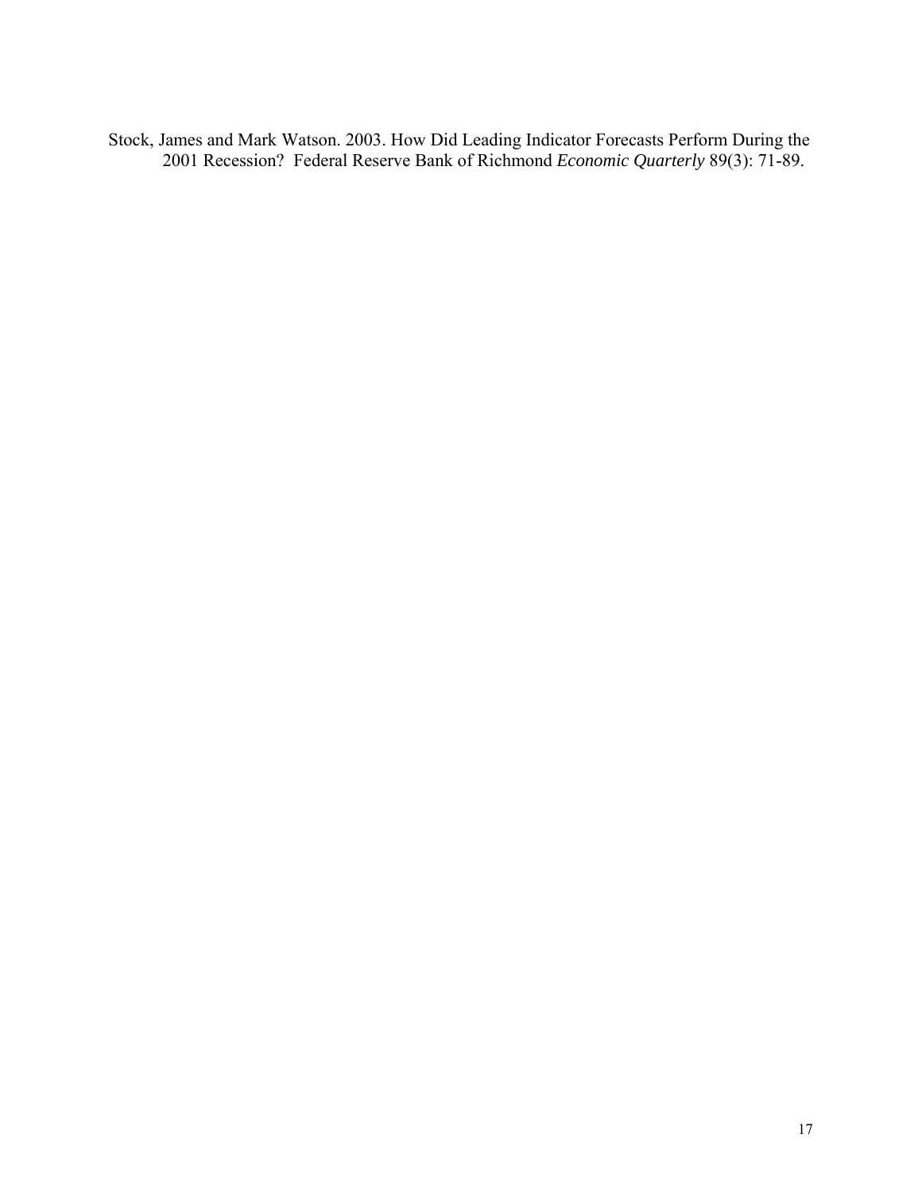Stock, James and Mark Watson. 2003. How Did Leading Indicator Forecasts Perform During the 2001 Recession? Federal Reserve Bank of Richmond *Economic Quarterly* 89(3): 71-89.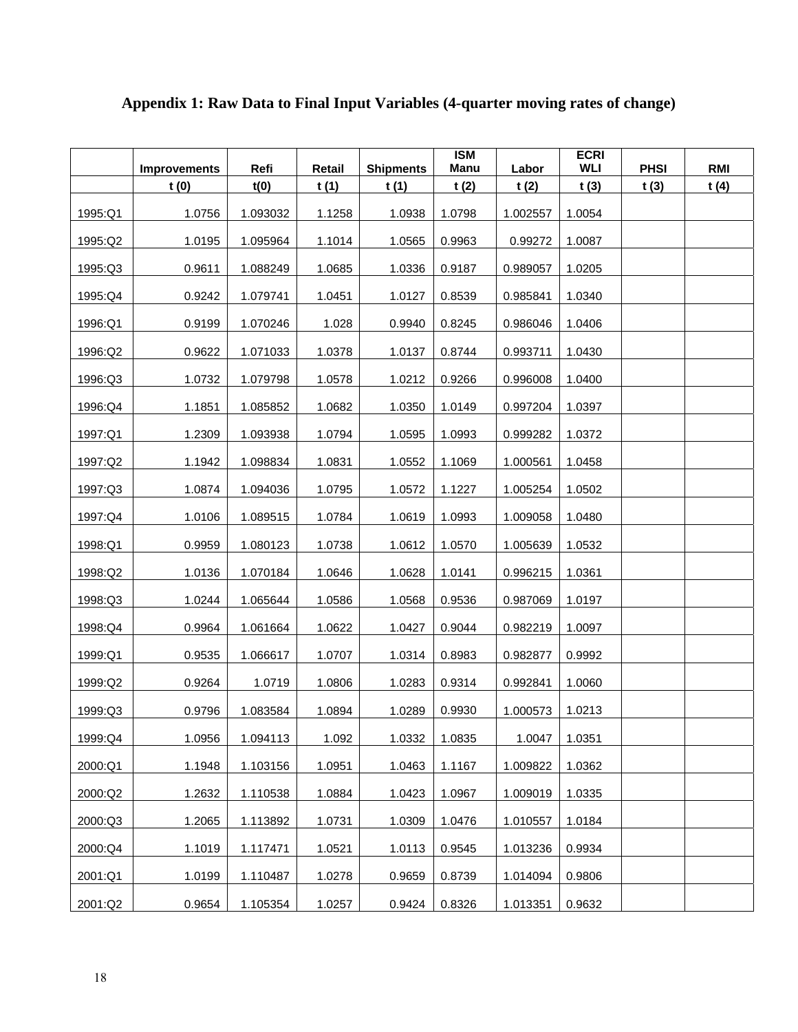# Appendix 1: Raw Data to Final Input Variables (4-quarter moving rates of change)

| | Improvements | Refi | Retail | Shipments | ISM Manu | Labor | ECRI WLI | PHSI | RMI |
|---|---|---|---|---|---|---|---|---|---|
| | t (0) | t(0) | t (1) | t (1) | t (2) | t (2) | t (3) | t (3) | t (4) |
| 1995:Q1 | 1.0756 | 1.093032 | 1.1258 | 1.0938 | 1.0798 | 1.002557 | 1.0054 | | |
| 1995:Q2 | 1.0195 | 1.095964 | 1.1014 | 1.0565 | 0.9963 | 0.99272 | 1.0087 | | |
| 1995:Q3 | 0.9611 | 1.088249 | 1.0685 | 1.0336 | 0.9187 | 0.989057 | 1.0205 | | |
| 1995:Q4 | 0.9242 | 1.079741 | 1.0451 | 1.0127 | 0.8539 | 0.985841 | 1.0340 | | |
| 1996:Q1 | 0.9199 | 1.070246 | 1.028 | 0.9940 | 0.8245 | 0.986046 | 1.0406 | | |
| 1996:Q2 | 0.9622 | 1.071033 | 1.0378 | 1.0137 | 0.8744 | 0.993711 | 1.0430 | | |
| 1996:Q3 | 1.0732 | 1.079798 | 1.0578 | 1.0212 | 0.9266 | 0.996008 | 1.0400 | | |
| 1996:Q4 | 1.1851 | 1.085852 | 1.0682 | 1.0350 | 1.0149 | 0.997204 | 1.0397 | | |
| 1997:Q1 | 1.2309 | 1.093938 | 1.0794 | 1.0595 | 1.0993 | 0.999282 | 1.0372 | | |
| 1997:Q2 | 1.1942 | 1.098834 | 1.0831 | 1.0552 | 1.1069 | 1.000561 | 1.0458 | | |
| 1997:Q3 | 1.0874 | 1.094036 | 1.0795 | 1.0572 | 1.1227 | 1.005254 | 1.0502 | | |
| 1997:Q4 | 1.0106 | 1.089515 | 1.0784 | 1.0619 | 1.0993 | 1.009058 | 1.0480 | | |
| 1998:Q1 | 0.9959 | 1.080123 | 1.0738 | 1.0612 | 1.0570 | 1.005639 | 1.0532 | | |
| 1998:Q2 | 1.0136 | 1.070184 | 1.0646 | 1.0628 | 1.0141 | 0.996215 | 1.0361 | | |
| 1998:Q3 | 1.0244 | 1.065644 | 1.0586 | 1.0568 | 0.9536 | 0.987069 | 1.0197 | | |
| 1998:Q4 | 0.9964 | 1.061664 | 1.0622 | 1.0427 | 0.9044 | 0.982219 | 1.0097 | | |
| 1999:Q1 | 0.9535 | 1.066617 | 1.0707 | 1.0314 | 0.8983 | 0.982877 | 0.9992 | | |
| 1999:Q2 | 0.9264 | 1.0719 | 1.0806 | 1.0283 | 0.9314 | 0.992841 | 1.0060 | | |
| 1999:Q3 | 0.9796 | 1.083584 | 1.0894 | 1.0289 | 0.9930 | 1.000573 | 1.0213 | | |
| 1999:Q4 | 1.0956 | 1.094113 | 1.092 | 1.0332 | 1.0835 | 1.0047 | 1.0351 | | |
| 2000:Q1 | 1.1948 | 1.103156 | 1.0951 | 1.0463 | 1.1167 | 1.009822 | 1.0362 | | |
| 2000:Q2 | 1.2632 | 1.110538 | 1.0884 | 1.0423 | 1.0967 | 1.009019 | 1.0335 | | |
| 2000:Q3 | 1.2065 | 1.113892 | 1.0731 | 1.0309 | 1.0476 | 1.010557 | 1.0184 | | |
| 2000:Q4 | 1.1019 | 1.117471 | 1.0521 | 1.0113 | 0.9545 | 1.013236 | 0.9934 | | |
| 2001:Q1 | 1.0199 | 1.110487 | 1.0278 | 0.9659 | 0.8739 | 1.014094 | 0.9806 | | |
| 2001:Q2 | 0.9654 | 1.105354 | 1.0257 | 0.9424 | 0.8326 | 1.013351 | 0.9632 | | |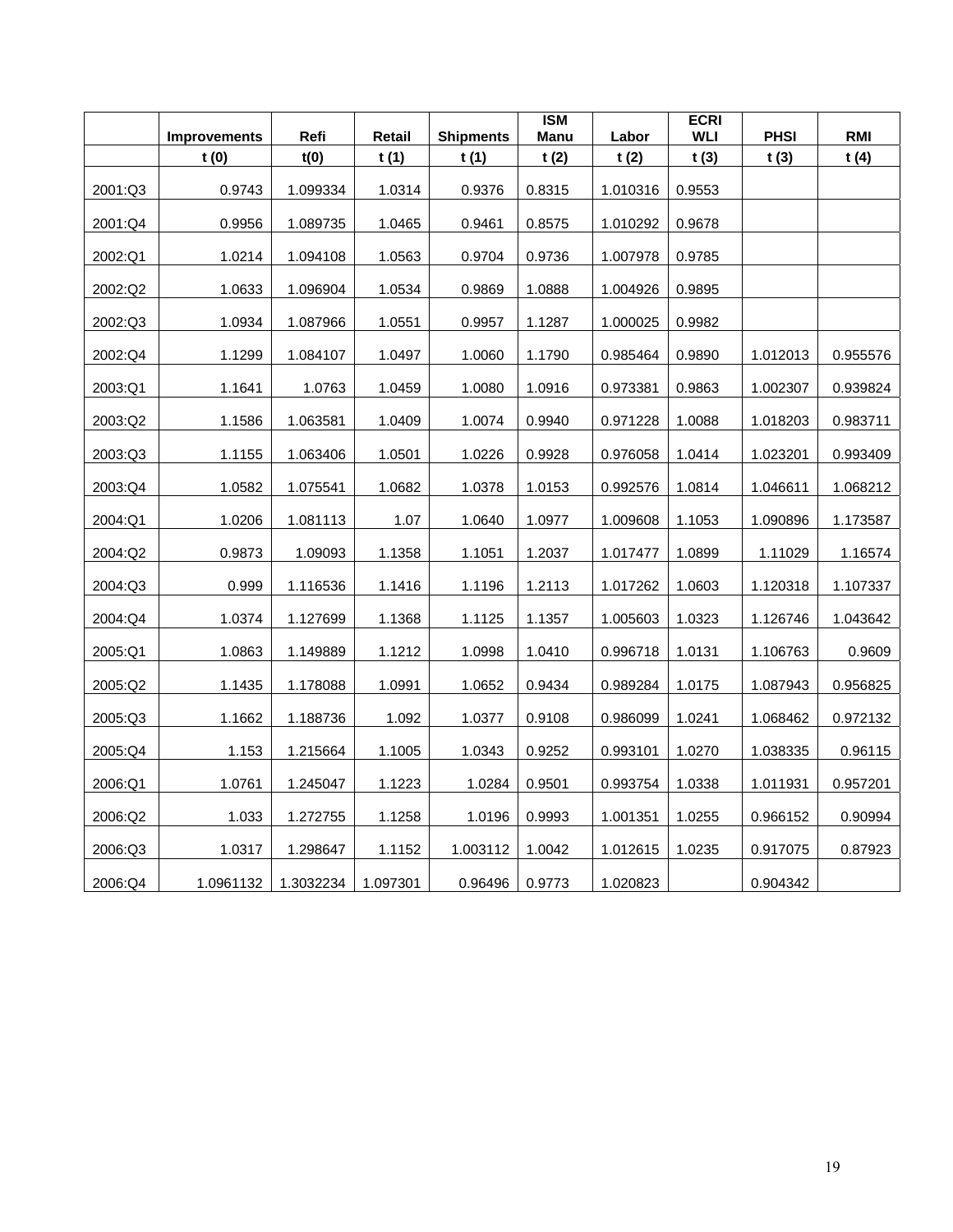| | Improvements | Refi | Retail | Shipments | ISM Manu | Labor | ECRI WLI | PHSI | RMI |
|---|---|---|---|---|---|---|---|---|---|
| | t (0) | t(0) | t (1) | t (1) | t (2) | t (2) | t (3) | t (3) | t (4) |
| 2001:Q3 | 0.9743 | 1.099334 | 1.0314 | 0.9376 | 0.8315 | 1.010316 | 0.9553 | | |
| 2001:Q4 | 0.9956 | 1.089735 | 1.0465 | 0.9461 | 0.8575 | 1.010292 | 0.9678 | | |
| 2002:Q1 | 1.0214 | 1.094108 | 1.0563 | 0.9704 | 0.9736 | 1.007978 | 0.9785 | | |
| 2002:Q2 | 1.0633 | 1.096904 | 1.0534 | 0.9869 | 1.0888 | 1.004926 | 0.9895 | | |
| 2002:Q3 | 1.0934 | 1.087966 | 1.0551 | 0.9957 | 1.1287 | 1.000025 | 0.9982 | | |
| 2002:Q4 | 1.1299 | 1.084107 | 1.0497 | 1.0060 | 1.1790 | 0.985464 | 0.9890 | 1.012013 | 0.955576 |
| 2003:Q1 | 1.1641 | 1.0763 | 1.0459 | 1.0080 | 1.0916 | 0.973381 | 0.9863 | 1.002307 | 0.939824 |
| 2003:Q2 | 1.1586 | 1.063581 | 1.0409 | 1.0074 | 0.9940 | 0.971228 | 1.0088 | 1.018203 | 0.983711 |
| 2003:Q3 | 1.1155 | 1.063406 | 1.0501 | 1.0226 | 0.9928 | 0.976058 | 1.0414 | 1.023201 | 0.993409 |
| 2003:Q4 | 1.0582 | 1.075541 | 1.0682 | 1.0378 | 1.0153 | 0.992576 | 1.0814 | 1.046611 | 1.068212 |
| 2004:Q1 | 1.0206 | 1.081113 | 1.07 | 1.0640 | 1.0977 | 1.009608 | 1.1053 | 1.090896 | 1.173587 |
| 2004:Q2 | 0.9873 | 1.09093 | 1.1358 | 1.1051 | 1.2037 | 1.017477 | 1.0899 | 1.11029 | 1.16574 |
| 2004:Q3 | 0.999 | 1.116536 | 1.1416 | 1.1196 | 1.2113 | 1.017262 | 1.0603 | 1.120318 | 1.107337 |
| 2004:Q4 | 1.0374 | 1.127699 | 1.1368 | 1.1125 | 1.1357 | 1.005603 | 1.0323 | 1.126746 | 1.043642 |
| 2005:Q1 | 1.0863 | 1.149889 | 1.1212 | 1.0998 | 1.0410 | 0.996718 | 1.0131 | 1.106763 | 0.9609 |
| 2005:Q2 | 1.1435 | 1.178088 | 1.0991 | 1.0652 | 0.9434 | 0.989284 | 1.0175 | 1.087943 | 0.956825 |
| 2005:Q3 | 1.1662 | 1.188736 | 1.092 | 1.0377 | 0.9108 | 0.986099 | 1.0241 | 1.068462 | 0.972132 |
| 2005:Q4 | 1.153 | 1.215664 | 1.1005 | 1.0343 | 0.9252 | 0.993101 | 1.0270 | 1.038335 | 0.96115 |
| 2006:Q1 | 1.0761 | 1.245047 | 1.1223 | 1.0284 | 0.9501 | 0.993754 | 1.0338 | 1.011931 | 0.957201 |
| 2006:Q2 | 1.033 | 1.272755 | 1.1258 | 1.0196 | 0.9993 | 1.001351 | 1.0255 | 0.966152 | 0.90994 |
| 2006:Q3 | 1.0317 | 1.298647 | 1.1152 | 1.003112 | 1.0042 | 1.012615 | 1.0235 | 0.917075 | 0.87923 |
| 2006:Q4 | 1.0961132 | 1.3032234 | 1.097301 | 0.96496 | 0.9773 | 1.020823 | | 0.904342 | |